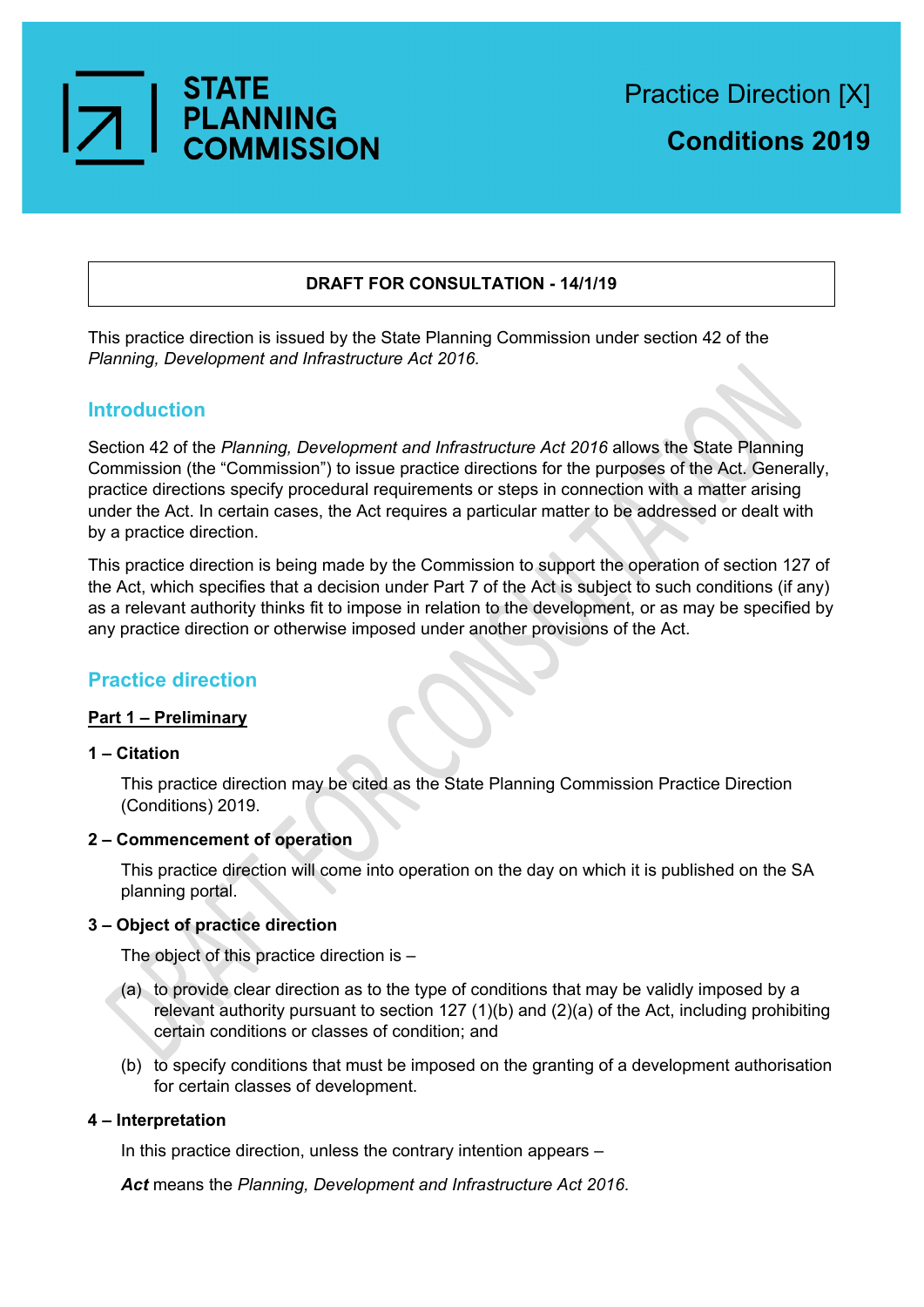STATE PLANNING COMMISSION

Practice Direction [X]

**Conditions 2019**

**DRAFT FOR CONSULTATION - 14/1/19**

This practice direction is issued by the State Planning Commission under section 42 of the *Planning, Development and Infrastructure Act 2016.*

## Introduction

Section 42 of the *Planning, Development and Infrastructure Act 2016* allows the State Planning Commission (the "Commission") to issue practice directions for the purposes of the Act. Generally, practice directions specify procedural requirements or steps in connection with a matter arising under the Act. In certain cases, the Act requires a particular matter to be addressed or dealt with by a practice direction.

This practice direction is being made by the Commission to support the operation of section 127 of the Act, which specifies that a decision under Part 7 of the Act is subject to such conditions (if any) as a relevant authority thinks fit to impose in relation to the development, or as may be specified by any practice direction or otherwise imposed under another provisions of the Act.

## Practice direction

**Part 1 – Preliminary**

### 1 – Citation

This practice direction may be cited as the State Planning Commission Practice Direction (Conditions) 2019.

### 2 – Commencement of operation

This practice direction will come into operation on the day on which it is published on the SA planning portal.

### 3 – Object of practice direction

The object of this practice direction is –

(a) to provide clear direction as to the type of conditions that may be validly imposed by a relevant authority pursuant to section 127 (1)(b) and (2)(a) of the Act, including prohibiting certain conditions or classes of condition; and

(b) to specify conditions that must be imposed on the granting of a development authorisation for certain classes of development.

### 4 – Interpretation

In this practice direction, unless the contrary intention appears –

***Act*** means the *Planning, Development and Infrastructure Act 2016*.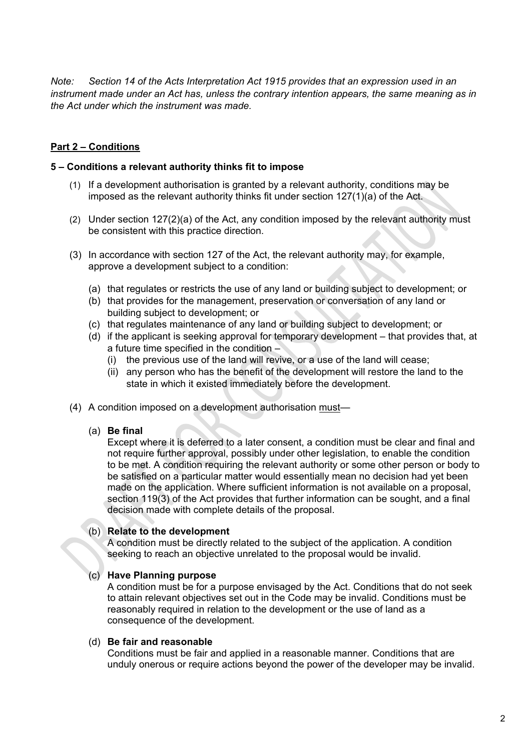*Note: Section 14 of the Acts Interpretation Act 1915 provides that an expression used in an instrument made under an Act has, unless the contrary intention appears, the same meaning as in the Act under which the instrument was made.*

## Part 2 – Conditions

### 5 – Conditions a relevant authority thinks fit to impose

(1) If a development authorisation is granted by a relevant authority, conditions may be imposed as the relevant authority thinks fit under section 127(1)(a) of the Act.

(2) Under section 127(2)(a) of the Act, any condition imposed by the relevant authority must be consistent with this practice direction.

(3) In accordance with section 127 of the Act, the relevant authority may, for example, approve a development subject to a condition:

- (a) that regulates or restricts the use of any land or building subject to development; or
- (b) that provides for the management, preservation or conversation of any land or building subject to development; or
- (c) that regulates maintenance of any land or building subject to development; or
- (d) if the applicant is seeking approval for temporary development – that provides that, at a future time specified in the condition –
  - (i) the previous use of the land will revive, or a use of the land will cease;
  - (ii) any person who has the benefit of the development will restore the land to the state in which it existed immediately before the development.

(4) A condition imposed on a development authorisation must—

(a) **Be final**
Except where it is deferred to a later consent, a condition must be clear and final and not require further approval, possibly under other legislation, to enable the condition to be met. A condition requiring the relevant authority or some other person or body to be satisfied on a particular matter would essentially mean no decision had yet been made on the application. Where sufficient information is not available on a proposal, section 119(3) of the Act provides that further information can be sought, and a final decision made with complete details of the proposal.

(b) **Relate to the development**
A condition must be directly related to the subject of the application. A condition seeking to reach an objective unrelated to the proposal would be invalid.

(c) **Have Planning purpose**
A condition must be for a purpose envisaged by the Act. Conditions that do not seek to attain relevant objectives set out in the Code may be invalid. Conditions must be reasonably required in relation to the development or the use of land as a consequence of the development.

(d) **Be fair and reasonable**
Conditions must be fair and applied in a reasonable manner. Conditions that are unduly onerous or require actions beyond the power of the developer may be invalid.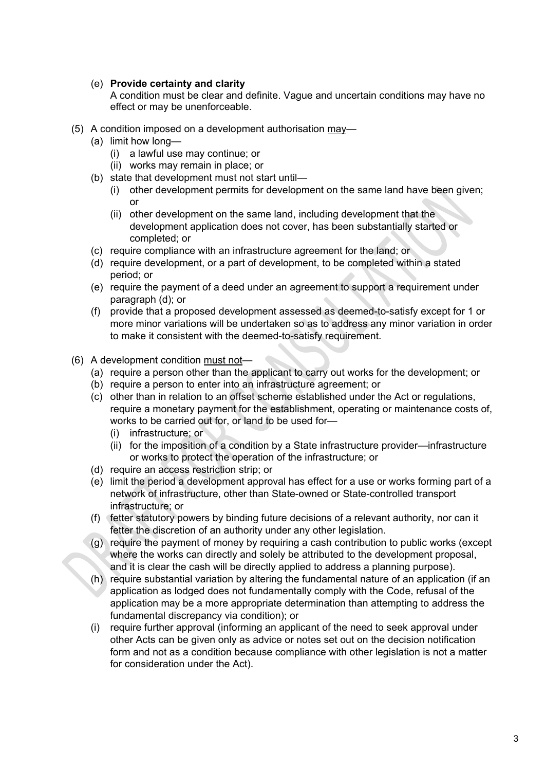(e) **Provide certainty and clarity**
A condition must be clear and definite. Vague and uncertain conditions may have no effect or may be unenforceable.

(5) A condition imposed on a development authorisation may—

- (a) limit how long—
  - (i) a lawful use may continue; or
  - (ii) works may remain in place; or
- (b) state that development must not start until—
  - (i) other development permits for development on the same land have been given; or
  - (ii) other development on the same land, including development that the development application does not cover, has been substantially started or completed; or
- (c) require compliance with an infrastructure agreement for the land; or
- (d) require development, or a part of development, to be completed within a stated period; or
- (e) require the payment of a deed under an agreement to support a requirement under paragraph (d); or
- (f) provide that a proposed development assessed as deemed-to-satisfy except for 1 or more minor variations will be undertaken so as to address any minor variation in order to make it consistent with the deemed-to-satisfy requirement.

(6) A development condition must not—

- (a) require a person other than the applicant to carry out works for the development; or
- (b) require a person to enter into an infrastructure agreement; or
- (c) other than in relation to an offset scheme established under the Act or regulations, require a monetary payment for the establishment, operating or maintenance costs of, works to be carried out for, or land to be used for—
  - (i) infrastructure; or
  - (ii) for the imposition of a condition by a State infrastructure provider—infrastructure or works to protect the operation of the infrastructure; or
- (d) require an access restriction strip; or
- (e) limit the period a development approval has effect for a use or works forming part of a network of infrastructure, other than State-owned or State-controlled transport infrastructure; or
- (f) fetter statutory powers by binding future decisions of a relevant authority, nor can it fetter the discretion of an authority under any other legislation.
- (g) require the payment of money by requiring a cash contribution to public works (except where the works can directly and solely be attributed to the development proposal, and it is clear the cash will be directly applied to address a planning purpose).
- (h) require substantial variation by altering the fundamental nature of an application (if an application as lodged does not fundamentally comply with the Code, refusal of the application may be a more appropriate determination than attempting to address the fundamental discrepancy via condition); or
- (i) require further approval (informing an applicant of the need to seek approval under other Acts can be given only as advice or notes set out on the decision notification form and not as a condition because compliance with other legislation is not a matter for consideration under the Act).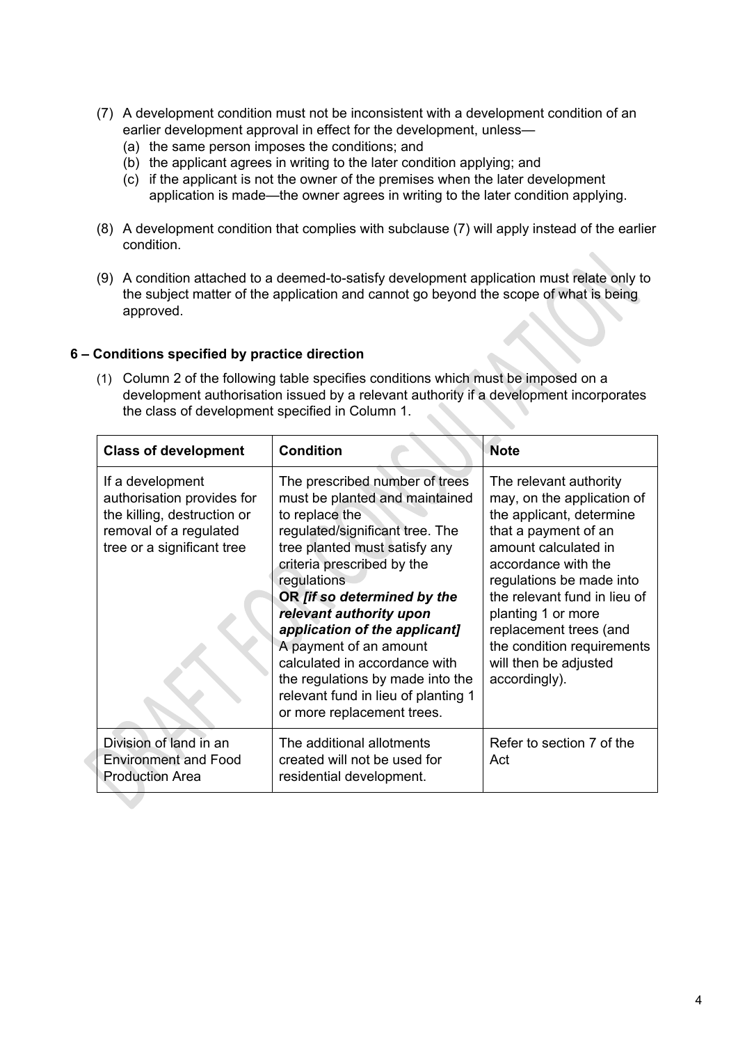(7) A development condition must not be inconsistent with a development condition of an earlier development approval in effect for the development, unless—
   (a) the same person imposes the conditions; and
   (b) the applicant agrees in writing to the later condition applying; and
   (c) if the applicant is not the owner of the premises when the later development application is made—the owner agrees in writing to the later condition applying.

(8) A development condition that complies with subclause (7) will apply instead of the earlier condition.

(9) A condition attached to a deemed-to-satisfy development application must relate only to the subject matter of the application and cannot go beyond the scope of what is being approved.

### 6 – Conditions specified by practice direction

(1) Column 2 of the following table specifies conditions which must be imposed on a development authorisation issued by a relevant authority if a development incorporates the class of development specified in Column 1.

| Class of development | Condition | Note |
| --- | --- | --- |
| If a development authorisation provides for the killing, destruction or removal of a regulated tree or a significant tree | The prescribed number of trees must be planted and maintained to replace the regulated/significant tree. The tree planted must satisfy any criteria prescribed by the regulations **OR *[if so determined by the relevant authority upon application of the applicant]*** A payment of an amount calculated in accordance with the regulations by made into the relevant fund in lieu of planting 1 or more replacement trees. | The relevant authority may, on the application of the applicant, determine that a payment of an amount calculated in accordance with the regulations be made into the relevant fund in lieu of planting 1 or more replacement trees (and the condition requirements will then be adjusted accordingly). |
| Division of land in an Environment and Food Production Area | The additional allotments created will not be used for residential development. | Refer to section 7 of the Act |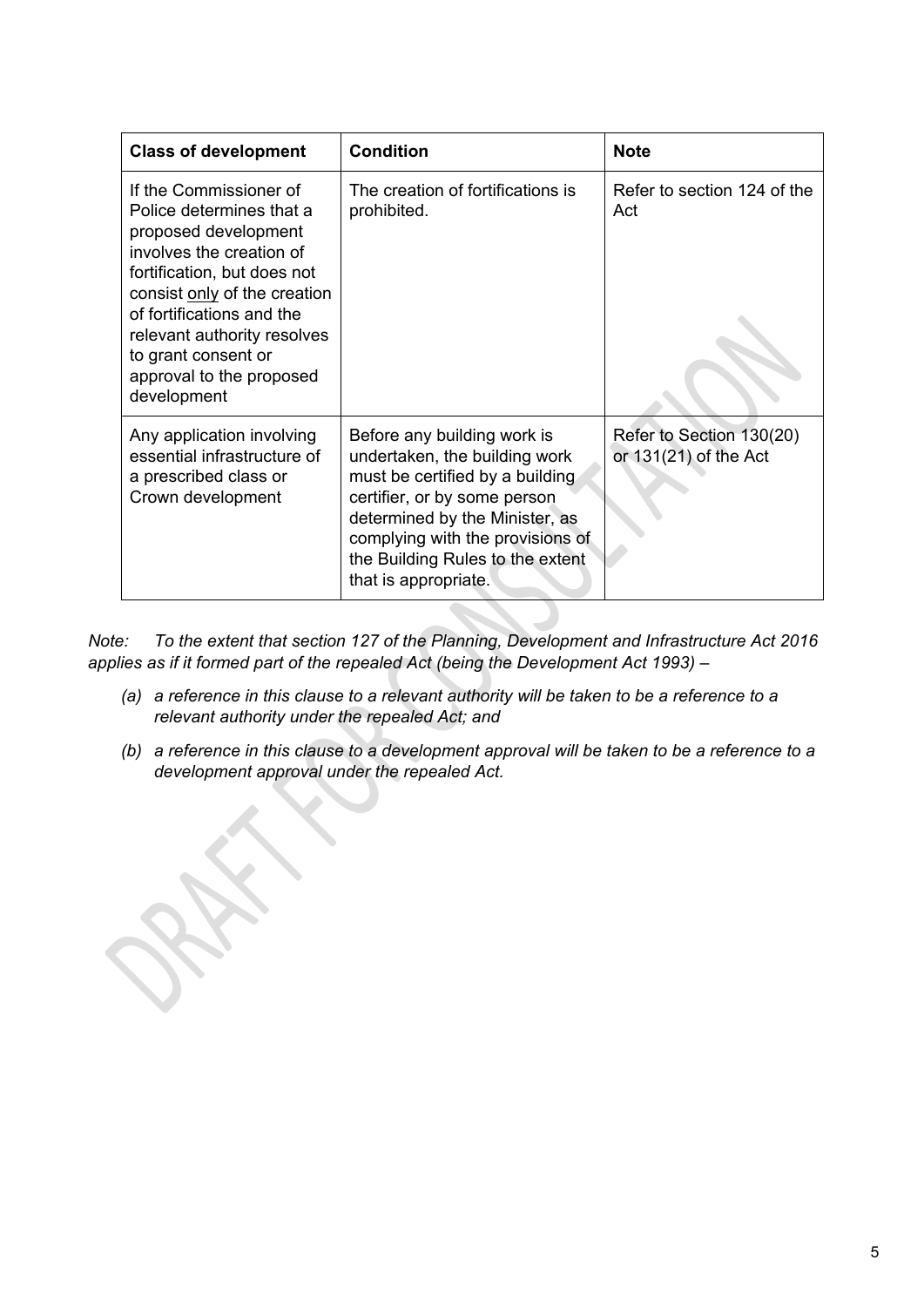| Class of development | Condition | Note |
|---|---|---|
| If the Commissioner of Police determines that a proposed development involves the creation of fortification, but does not consist only of the creation of fortifications and the relevant authority resolves to grant consent or approval to the proposed development | The creation of fortifications is prohibited. | Refer to section 124 of the Act |
| Any application involving essential infrastructure of a prescribed class or Crown development | Before any building work is undertaken, the building work must be certified by a building certifier, or by some person determined by the Minister, as complying with the provisions of the Building Rules to the extent that is appropriate. | Refer to Section 130(20) or 131(21) of the Act |

*Note: To the extent that section 127 of the Planning, Development and Infrastructure Act 2016 applies as if it formed part of the repealed Act (being the Development Act 1993) –*

*(a) a reference in this clause to a relevant authority will be taken to be a reference to a relevant authority under the repealed Act; and*

*(b) a reference in this clause to a development approval will be taken to be a reference to a development approval under the repealed Act.*